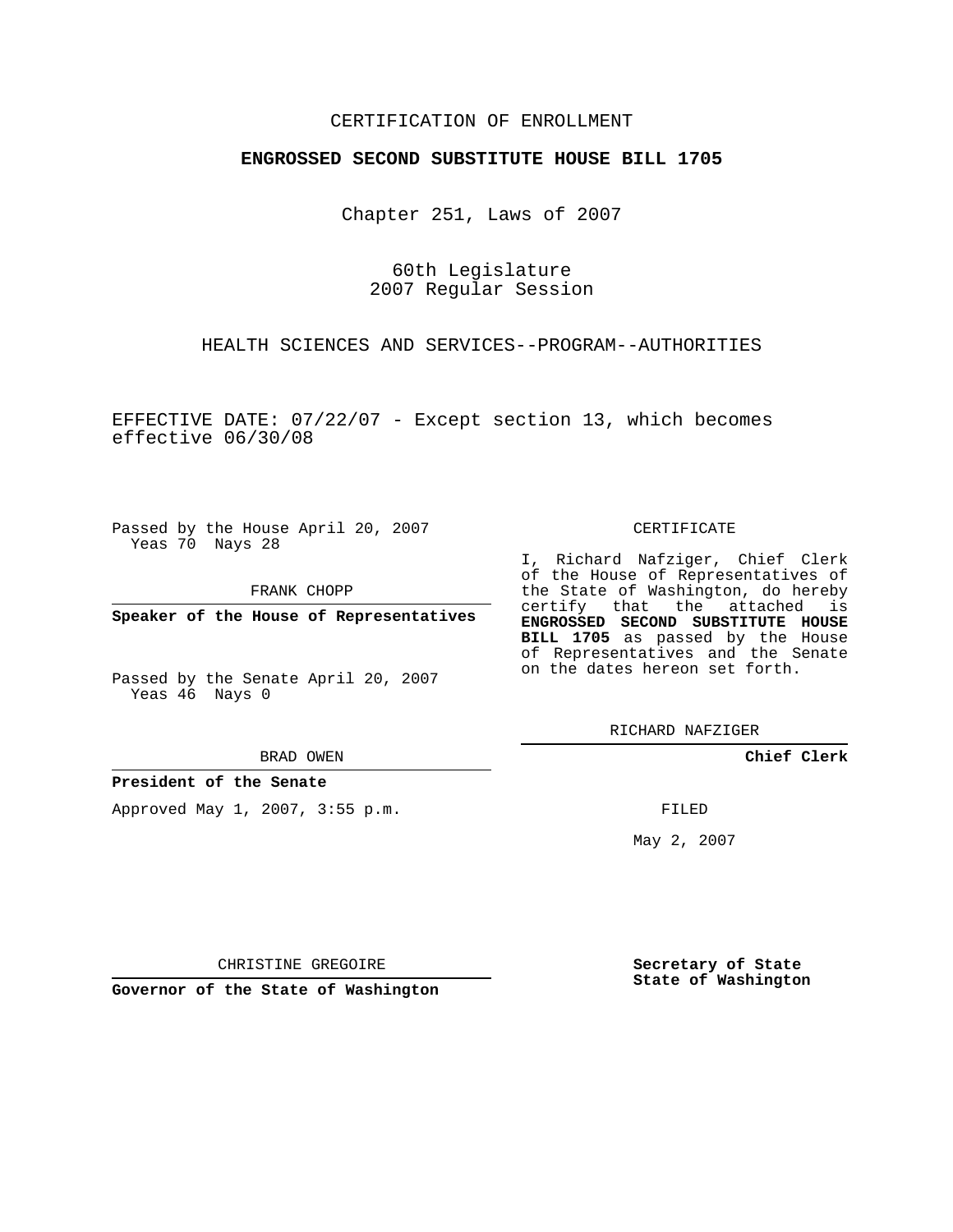CERTIFICATION OF ENROLLMENT

**ENGROSSED SECOND SUBSTITUTE HOUSE BILL 1705**

Chapter 251, Laws of 2007

60th Legislature
2007 Regular Session

HEALTH SCIENCES AND SERVICES--PROGRAM--AUTHORITIES

EFFECTIVE DATE: 07/22/07 - Except section 13, which becomes effective 06/30/08

Passed by the House April 20, 2007
Yeas 70 Nays 28

FRANK CHOPP

**Speaker of the House of Representatives**

Passed by the Senate April 20, 2007
Yeas 46 Nays 0

BRAD OWEN

**President of the Senate**

Approved May 1, 2007, 3:55 p.m.

CHRISTINE GREGOIRE

**Governor of the State of Washington**

CERTIFICATE

I, Richard Nafziger, Chief Clerk of the House of Representatives of the State of Washington, do hereby certify that the attached is **ENGROSSED SECOND SUBSTITUTE HOUSE BILL 1705** as passed by the House of Representatives and the Senate on the dates hereon set forth.

RICHARD NAFZIGER

**Chief Clerk**

FILED

May 2, 2007

**Secretary of State**
**State of Washington**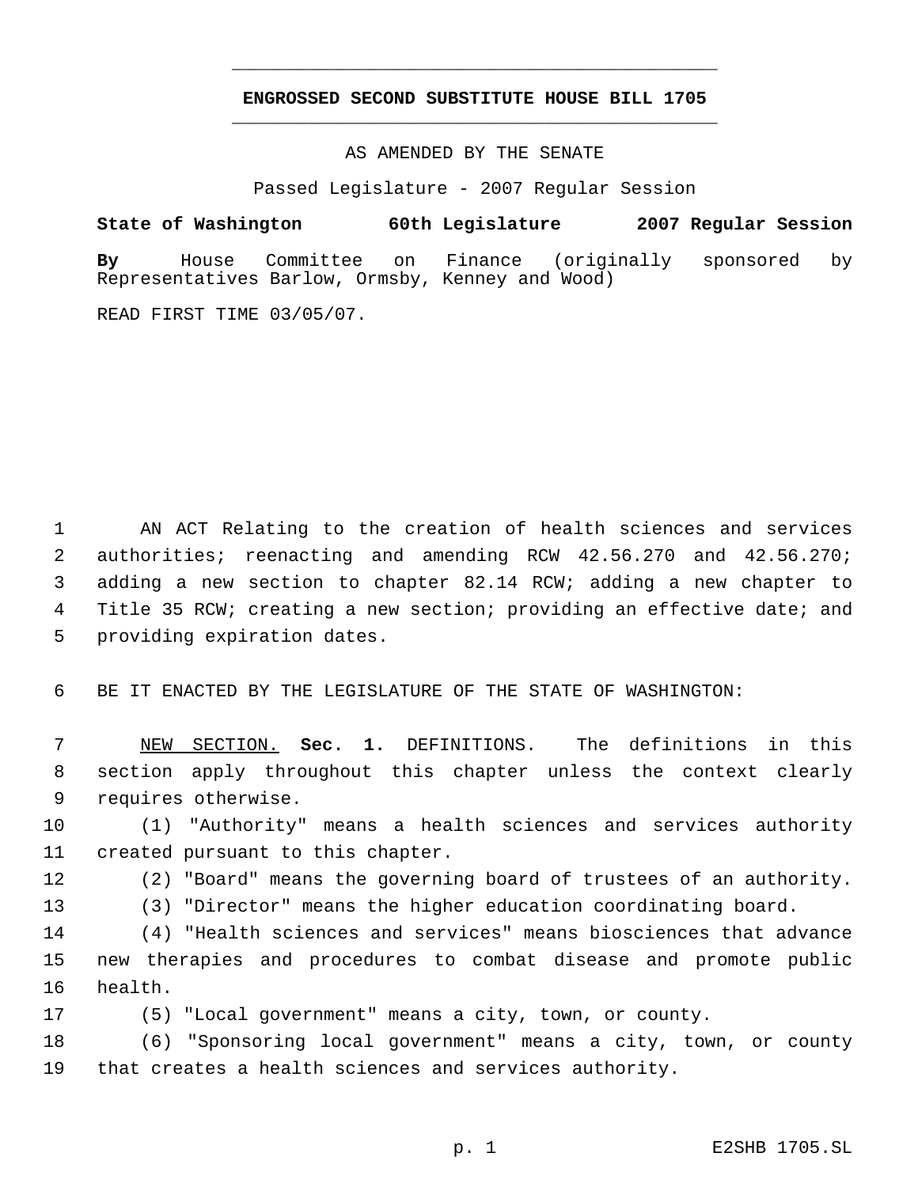**ENGROSSED SECOND SUBSTITUTE HOUSE BILL 1705**

AS AMENDED BY THE SENATE

Passed Legislature - 2007 Regular Session

**State of Washington 60th Legislature 2007 Regular Session**

**By** House Committee on Finance (originally sponsored by Representatives Barlow, Ormsby, Kenney and Wood)

READ FIRST TIME 03/05/07.

AN ACT Relating to the creation of health sciences and services authorities; reenacting and amending RCW 42.56.270 and 42.56.270; adding a new section to chapter 82.14 RCW; adding a new chapter to Title 35 RCW; creating a new section; providing an effective date; and providing expiration dates.

BE IT ENACTED BY THE LEGISLATURE OF THE STATE OF WASHINGTON:

NEW SECTION. **Sec. 1.** DEFINITIONS. The definitions in this section apply throughout this chapter unless the context clearly requires otherwise.

(1) "Authority" means a health sciences and services authority created pursuant to this chapter.

(2) "Board" means the governing board of trustees of an authority.

(3) "Director" means the higher education coordinating board.

(4) "Health sciences and services" means biosciences that advance new therapies and procedures to combat disease and promote public health.

(5) "Local government" means a city, town, or county.

(6) "Sponsoring local government" means a city, town, or county that creates a health sciences and services authority.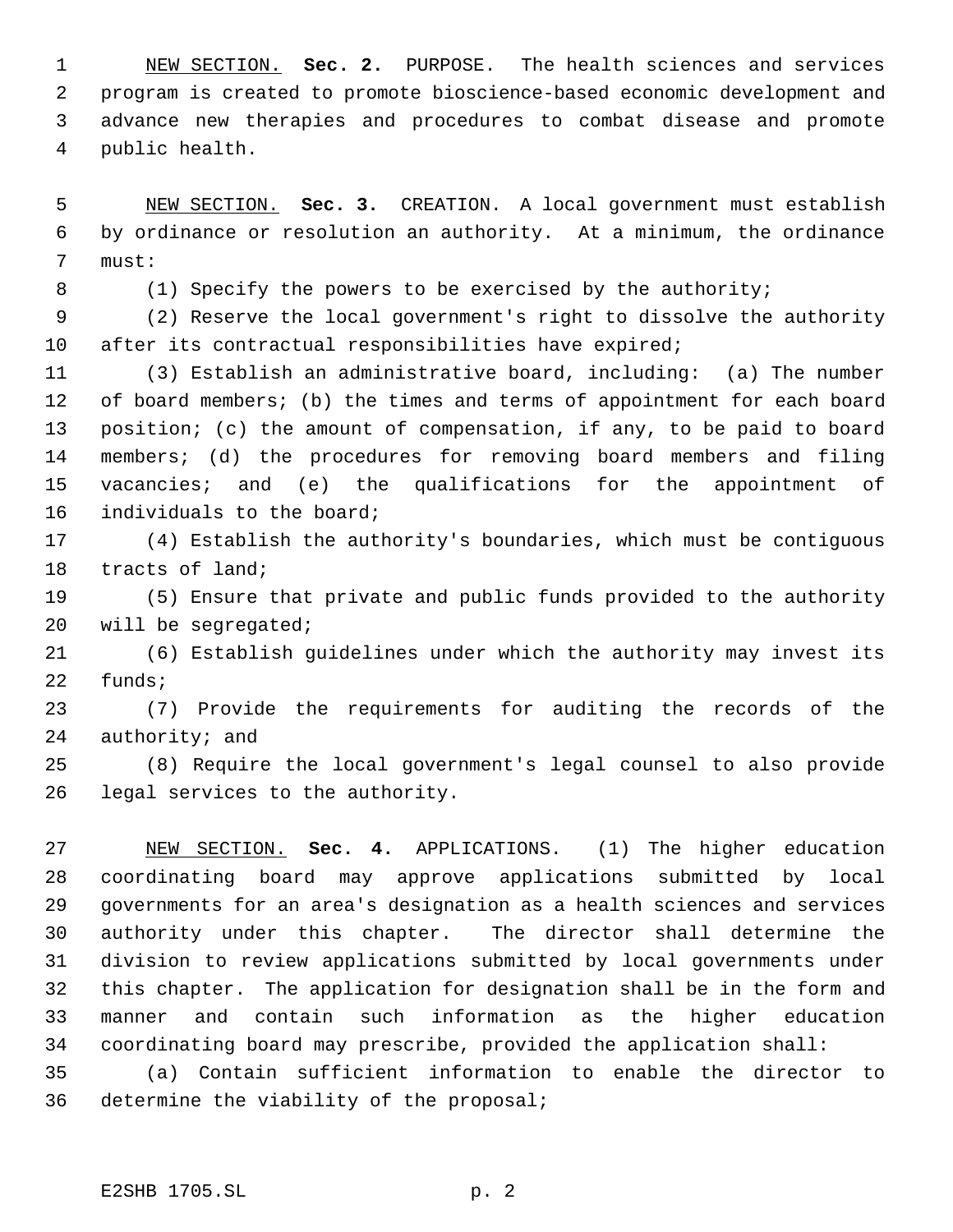<u>NEW SECTION.</u> **Sec. 2.** PURPOSE. The health sciences and services program is created to promote bioscience-based economic development and advance new therapies and procedures to combat disease and promote public health.

<u>NEW SECTION.</u> **Sec. 3.** CREATION. A local government must establish by ordinance or resolution an authority. At a minimum, the ordinance must:

(1) Specify the powers to be exercised by the authority;

(2) Reserve the local government's right to dissolve the authority after its contractual responsibilities have expired;

(3) Establish an administrative board, including: (a) The number of board members; (b) the times and terms of appointment for each board position; (c) the amount of compensation, if any, to be paid to board members; (d) the procedures for removing board members and filing vacancies; and (e) the qualifications for the appointment of individuals to the board;

(4) Establish the authority's boundaries, which must be contiguous tracts of land;

(5) Ensure that private and public funds provided to the authority will be segregated;

(6) Establish guidelines under which the authority may invest its funds;

(7) Provide the requirements for auditing the records of the authority; and

(8) Require the local government's legal counsel to also provide legal services to the authority.

<u>NEW SECTION.</u> **Sec. 4.** APPLICATIONS. (1) The higher education coordinating board may approve applications submitted by local governments for an area's designation as a health sciences and services authority under this chapter. The director shall determine the division to review applications submitted by local governments under this chapter. The application for designation shall be in the form and manner and contain such information as the higher education coordinating board may prescribe, provided the application shall:

(a) Contain sufficient information to enable the director to determine the viability of the proposal;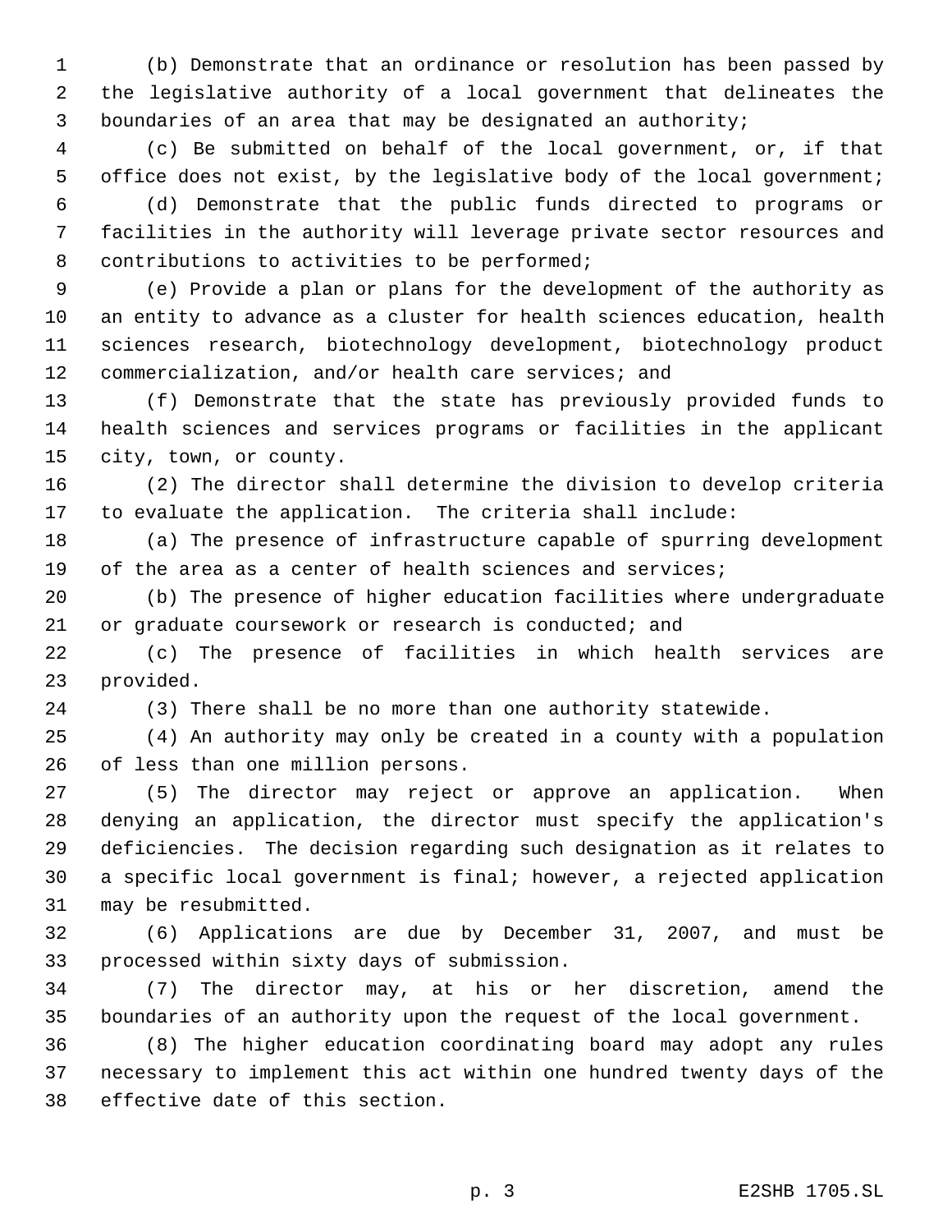(b) Demonstrate that an ordinance or resolution has been passed by the legislative authority of a local government that delineates the boundaries of an area that may be designated an authority;

(c) Be submitted on behalf of the local government, or, if that office does not exist, by the legislative body of the local government;

(d) Demonstrate that the public funds directed to programs or facilities in the authority will leverage private sector resources and contributions to activities to be performed;

(e) Provide a plan or plans for the development of the authority as an entity to advance as a cluster for health sciences education, health sciences research, biotechnology development, biotechnology product commercialization, and/or health care services; and

(f) Demonstrate that the state has previously provided funds to health sciences and services programs or facilities in the applicant city, town, or county.

(2) The director shall determine the division to develop criteria to evaluate the application. The criteria shall include:

(a) The presence of infrastructure capable of spurring development of the area as a center of health sciences and services;

(b) The presence of higher education facilities where undergraduate or graduate coursework or research is conducted; and

(c) The presence of facilities in which health services are provided.

(3) There shall be no more than one authority statewide.

(4) An authority may only be created in a county with a population of less than one million persons.

(5) The director may reject or approve an application. When denying an application, the director must specify the application's deficiencies. The decision regarding such designation as it relates to a specific local government is final; however, a rejected application may be resubmitted.

(6) Applications are due by December 31, 2007, and must be processed within sixty days of submission.

(7) The director may, at his or her discretion, amend the boundaries of an authority upon the request of the local government.

(8) The higher education coordinating board may adopt any rules necessary to implement this act within one hundred twenty days of the effective date of this section.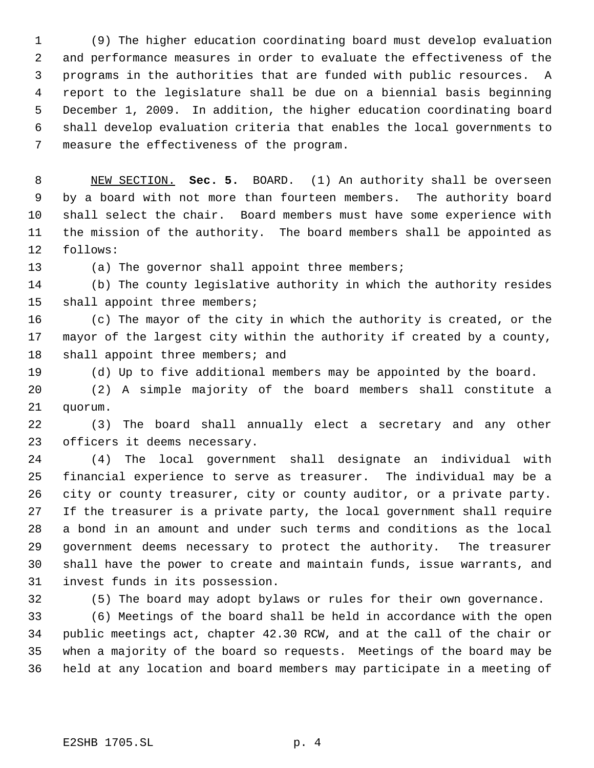(9) The higher education coordinating board must develop evaluation and performance measures in order to evaluate the effectiveness of the programs in the authorities that are funded with public resources. A report to the legislature shall be due on a biennial basis beginning December 1, 2009. In addition, the higher education coordinating board shall develop evaluation criteria that enables the local governments to measure the effectiveness of the program.

NEW SECTION. **Sec. 5.** BOARD. (1) An authority shall be overseen by a board with not more than fourteen members. The authority board shall select the chair. Board members must have some experience with the mission of the authority. The board members shall be appointed as follows:

(a) The governor shall appoint three members;

(b) The county legislative authority in which the authority resides shall appoint three members;

(c) The mayor of the city in which the authority is created, or the mayor of the largest city within the authority if created by a county, shall appoint three members; and

(d) Up to five additional members may be appointed by the board.

(2) A simple majority of the board members shall constitute a quorum.

(3) The board shall annually elect a secretary and any other officers it deems necessary.

(4) The local government shall designate an individual with financial experience to serve as treasurer. The individual may be a city or county treasurer, city or county auditor, or a private party. If the treasurer is a private party, the local government shall require a bond in an amount and under such terms and conditions as the local government deems necessary to protect the authority. The treasurer shall have the power to create and maintain funds, issue warrants, and invest funds in its possession.

(5) The board may adopt bylaws or rules for their own governance.

(6) Meetings of the board shall be held in accordance with the open public meetings act, chapter 42.30 RCW, and at the call of the chair or when a majority of the board so requests. Meetings of the board may be held at any location and board members may participate in a meeting of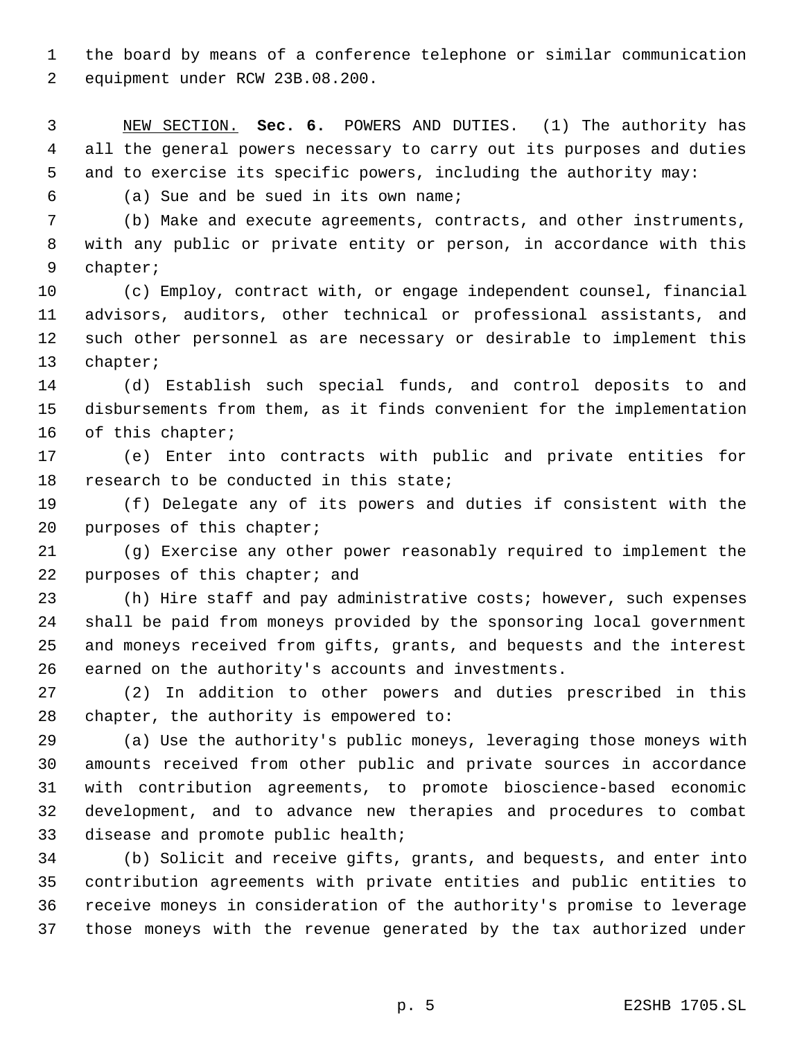the board by means of a conference telephone or similar communication equipment under RCW 23B.08.200.

NEW SECTION. **Sec. 6.** POWERS AND DUTIES. (1) The authority has all the general powers necessary to carry out its purposes and duties and to exercise its specific powers, including the authority may:

(a) Sue and be sued in its own name;

(b) Make and execute agreements, contracts, and other instruments, with any public or private entity or person, in accordance with this chapter;

(c) Employ, contract with, or engage independent counsel, financial advisors, auditors, other technical or professional assistants, and such other personnel as are necessary or desirable to implement this chapter;

(d) Establish such special funds, and control deposits to and disbursements from them, as it finds convenient for the implementation of this chapter;

(e) Enter into contracts with public and private entities for research to be conducted in this state;

(f) Delegate any of its powers and duties if consistent with the purposes of this chapter;

(g) Exercise any other power reasonably required to implement the purposes of this chapter; and

(h) Hire staff and pay administrative costs; however, such expenses shall be paid from moneys provided by the sponsoring local government and moneys received from gifts, grants, and bequests and the interest earned on the authority's accounts and investments.

(2) In addition to other powers and duties prescribed in this chapter, the authority is empowered to:

(a) Use the authority's public moneys, leveraging those moneys with amounts received from other public and private sources in accordance with contribution agreements, to promote bioscience-based economic development, and to advance new therapies and procedures to combat disease and promote public health;

(b) Solicit and receive gifts, grants, and bequests, and enter into contribution agreements with private entities and public entities to receive moneys in consideration of the authority's promise to leverage those moneys with the revenue generated by the tax authorized under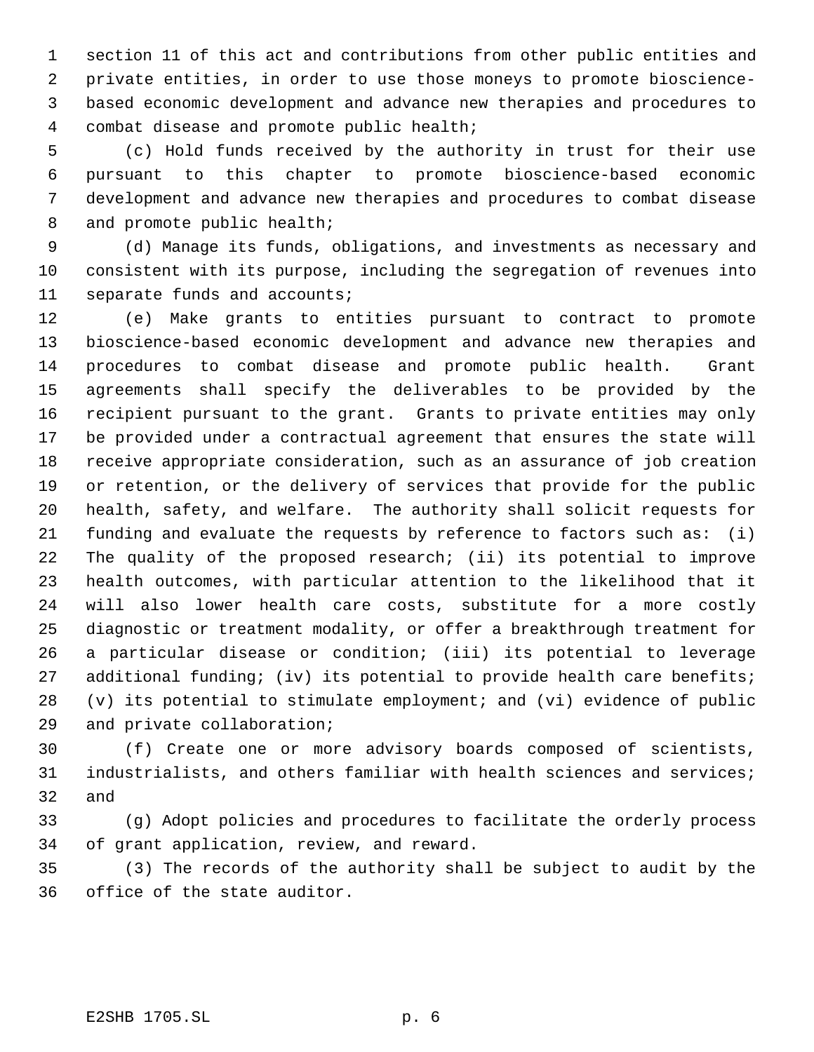section 11 of this act and contributions from other public entities and private entities, in order to use those moneys to promote bioscience-based economic development and advance new therapies and procedures to combat disease and promote public health;

(c) Hold funds received by the authority in trust for their use pursuant to this chapter to promote bioscience-based economic development and advance new therapies and procedures to combat disease and promote public health;

(d) Manage its funds, obligations, and investments as necessary and consistent with its purpose, including the segregation of revenues into separate funds and accounts;

(e) Make grants to entities pursuant to contract to promote bioscience-based economic development and advance new therapies and procedures to combat disease and promote public health. Grant agreements shall specify the deliverables to be provided by the recipient pursuant to the grant. Grants to private entities may only be provided under a contractual agreement that ensures the state will receive appropriate consideration, such as an assurance of job creation or retention, or the delivery of services that provide for the public health, safety, and welfare. The authority shall solicit requests for funding and evaluate the requests by reference to factors such as: (i) The quality of the proposed research; (ii) its potential to improve health outcomes, with particular attention to the likelihood that it will also lower health care costs, substitute for a more costly diagnostic or treatment modality, or offer a breakthrough treatment for a particular disease or condition; (iii) its potential to leverage additional funding; (iv) its potential to provide health care benefits; (v) its potential to stimulate employment; and (vi) evidence of public and private collaboration;

(f) Create one or more advisory boards composed of scientists, industrialists, and others familiar with health sciences and services; and

(g) Adopt policies and procedures to facilitate the orderly process of grant application, review, and reward.

(3) The records of the authority shall be subject to audit by the office of the state auditor.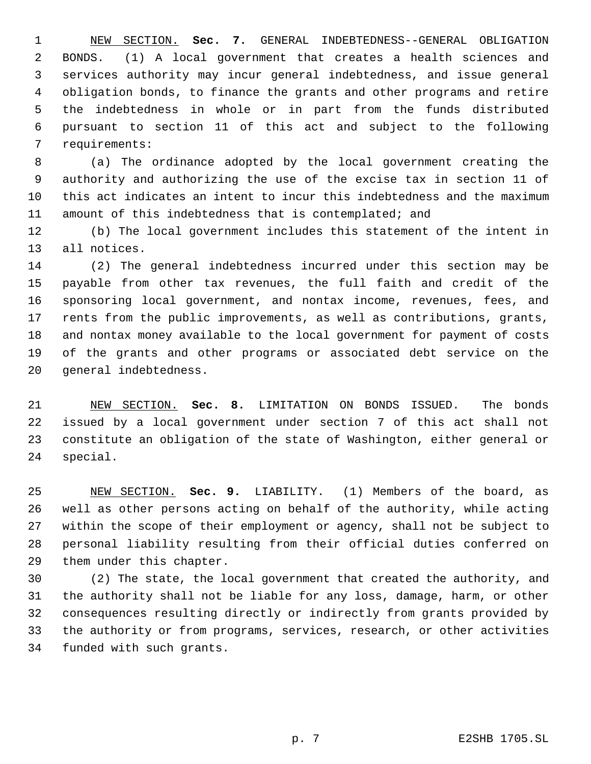NEW SECTION. **Sec. 7.** GENERAL INDEBTEDNESS--GENERAL OBLIGATION BONDS. (1) A local government that creates a health sciences and services authority may incur general indebtedness, and issue general obligation bonds, to finance the grants and other programs and retire the indebtedness in whole or in part from the funds distributed pursuant to section 11 of this act and subject to the following requirements:

(a) The ordinance adopted by the local government creating the authority and authorizing the use of the excise tax in section 11 of this act indicates an intent to incur this indebtedness and the maximum amount of this indebtedness that is contemplated; and

(b) The local government includes this statement of the intent in all notices.

(2) The general indebtedness incurred under this section may be payable from other tax revenues, the full faith and credit of the sponsoring local government, and nontax income, revenues, fees, and rents from the public improvements, as well as contributions, grants, and nontax money available to the local government for payment of costs of the grants and other programs or associated debt service on the general indebtedness.

NEW SECTION. **Sec. 8.** LIMITATION ON BONDS ISSUED. The bonds issued by a local government under section 7 of this act shall not constitute an obligation of the state of Washington, either general or special.

NEW SECTION. **Sec. 9.** LIABILITY. (1) Members of the board, as well as other persons acting on behalf of the authority, while acting within the scope of their employment or agency, shall not be subject to personal liability resulting from their official duties conferred on them under this chapter.

(2) The state, the local government that created the authority, and the authority shall not be liable for any loss, damage, harm, or other consequences resulting directly or indirectly from grants provided by the authority or from programs, services, research, or other activities funded with such grants.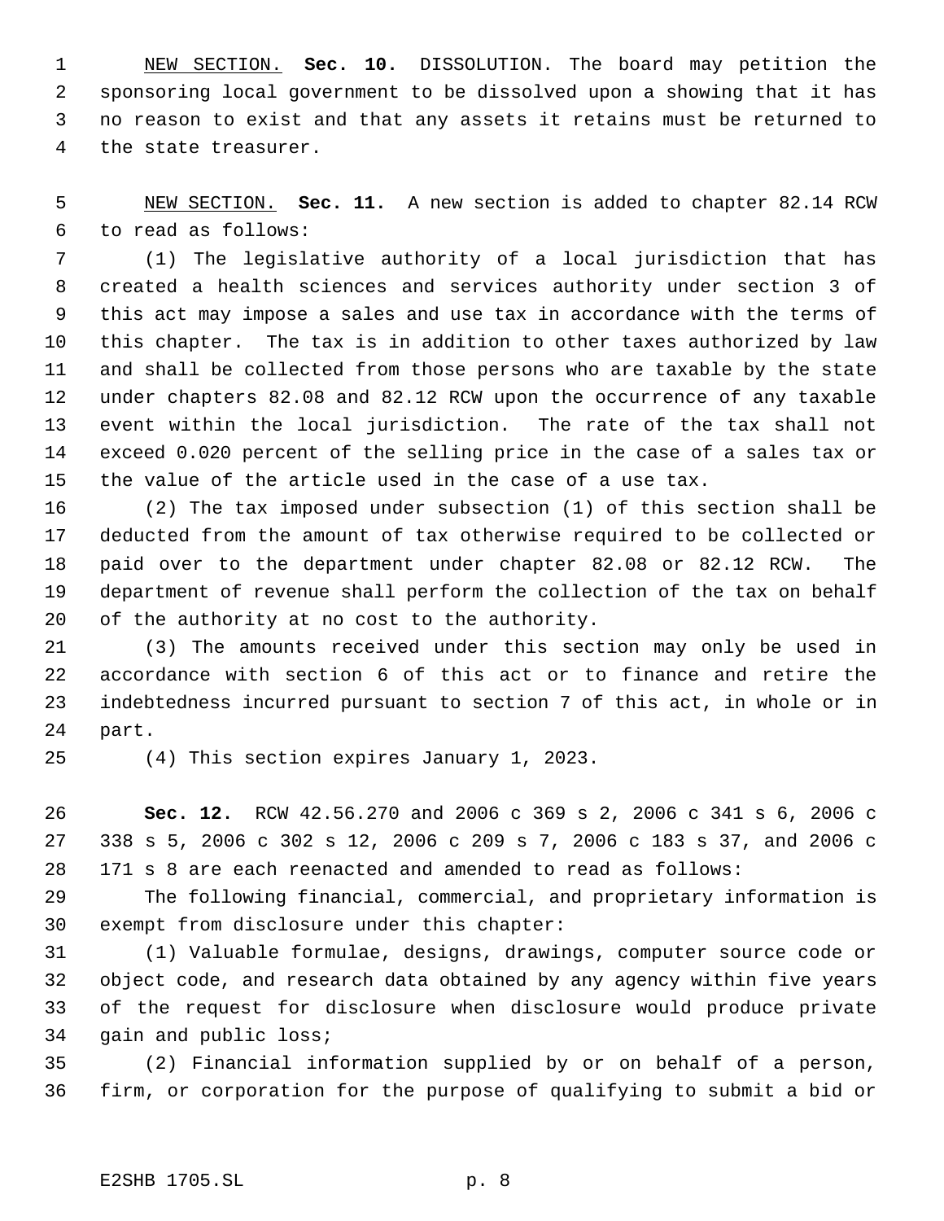NEW SECTION. **Sec. 10.** DISSOLUTION. The board may petition the sponsoring local government to be dissolved upon a showing that it has no reason to exist and that any assets it retains must be returned to the state treasurer.

NEW SECTION. **Sec. 11.** A new section is added to chapter 82.14 RCW to read as follows:

(1) The legislative authority of a local jurisdiction that has created a health sciences and services authority under section 3 of this act may impose a sales and use tax in accordance with the terms of this chapter. The tax is in addition to other taxes authorized by law and shall be collected from those persons who are taxable by the state under chapters 82.08 and 82.12 RCW upon the occurrence of any taxable event within the local jurisdiction. The rate of the tax shall not exceed 0.020 percent of the selling price in the case of a sales tax or the value of the article used in the case of a use tax.

(2) The tax imposed under subsection (1) of this section shall be deducted from the amount of tax otherwise required to be collected or paid over to the department under chapter 82.08 or 82.12 RCW. The department of revenue shall perform the collection of the tax on behalf of the authority at no cost to the authority.

(3) The amounts received under this section may only be used in accordance with section 6 of this act or to finance and retire the indebtedness incurred pursuant to section 7 of this act, in whole or in part.

(4) This section expires January 1, 2023.

**Sec. 12.** RCW 42.56.270 and 2006 c 369 s 2, 2006 c 341 s 6, 2006 c 338 s 5, 2006 c 302 s 12, 2006 c 209 s 7, 2006 c 183 s 37, and 2006 c 171 s 8 are each reenacted and amended to read as follows:

The following financial, commercial, and proprietary information is exempt from disclosure under this chapter:

(1) Valuable formulae, designs, drawings, computer source code or object code, and research data obtained by any agency within five years of the request for disclosure when disclosure would produce private gain and public loss;

(2) Financial information supplied by or on behalf of a person, firm, or corporation for the purpose of qualifying to submit a bid or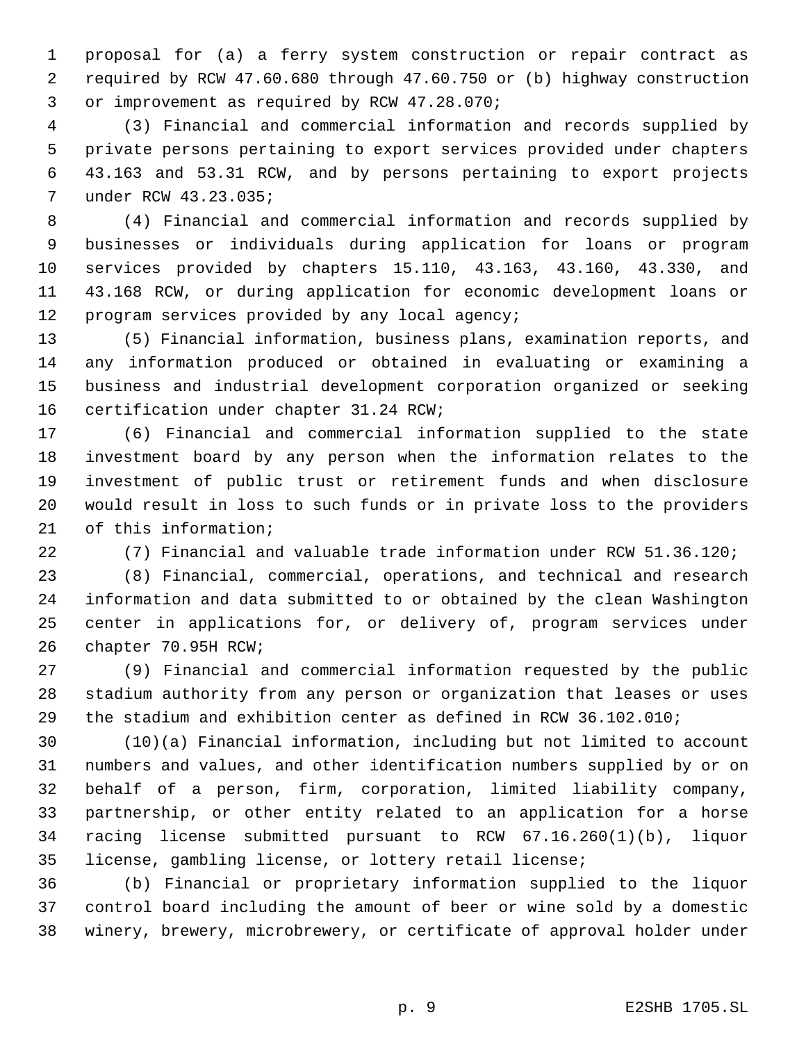proposal for (a) a ferry system construction or repair contract as required by RCW 47.60.680 through 47.60.750 or (b) highway construction or improvement as required by RCW 47.28.070;

(3) Financial and commercial information and records supplied by private persons pertaining to export services provided under chapters 43.163 and 53.31 RCW, and by persons pertaining to export projects under RCW 43.23.035;

(4) Financial and commercial information and records supplied by businesses or individuals during application for loans or program services provided by chapters 15.110, 43.163, 43.160, 43.330, and 43.168 RCW, or during application for economic development loans or program services provided by any local agency;

(5) Financial information, business plans, examination reports, and any information produced or obtained in evaluating or examining a business and industrial development corporation organized or seeking certification under chapter 31.24 RCW;

(6) Financial and commercial information supplied to the state investment board by any person when the information relates to the investment of public trust or retirement funds and when disclosure would result in loss to such funds or in private loss to the providers of this information;

(7) Financial and valuable trade information under RCW 51.36.120;

(8) Financial, commercial, operations, and technical and research information and data submitted to or obtained by the clean Washington center in applications for, or delivery of, program services under chapter 70.95H RCW;

(9) Financial and commercial information requested by the public stadium authority from any person or organization that leases or uses the stadium and exhibition center as defined in RCW 36.102.010;

(10)(a) Financial information, including but not limited to account numbers and values, and other identification numbers supplied by or on behalf of a person, firm, corporation, limited liability company, partnership, or other entity related to an application for a horse racing license submitted pursuant to RCW 67.16.260(1)(b), liquor license, gambling license, or lottery retail license;

(b) Financial or proprietary information supplied to the liquor control board including the amount of beer or wine sold by a domestic winery, brewery, microbrewery, or certificate of approval holder under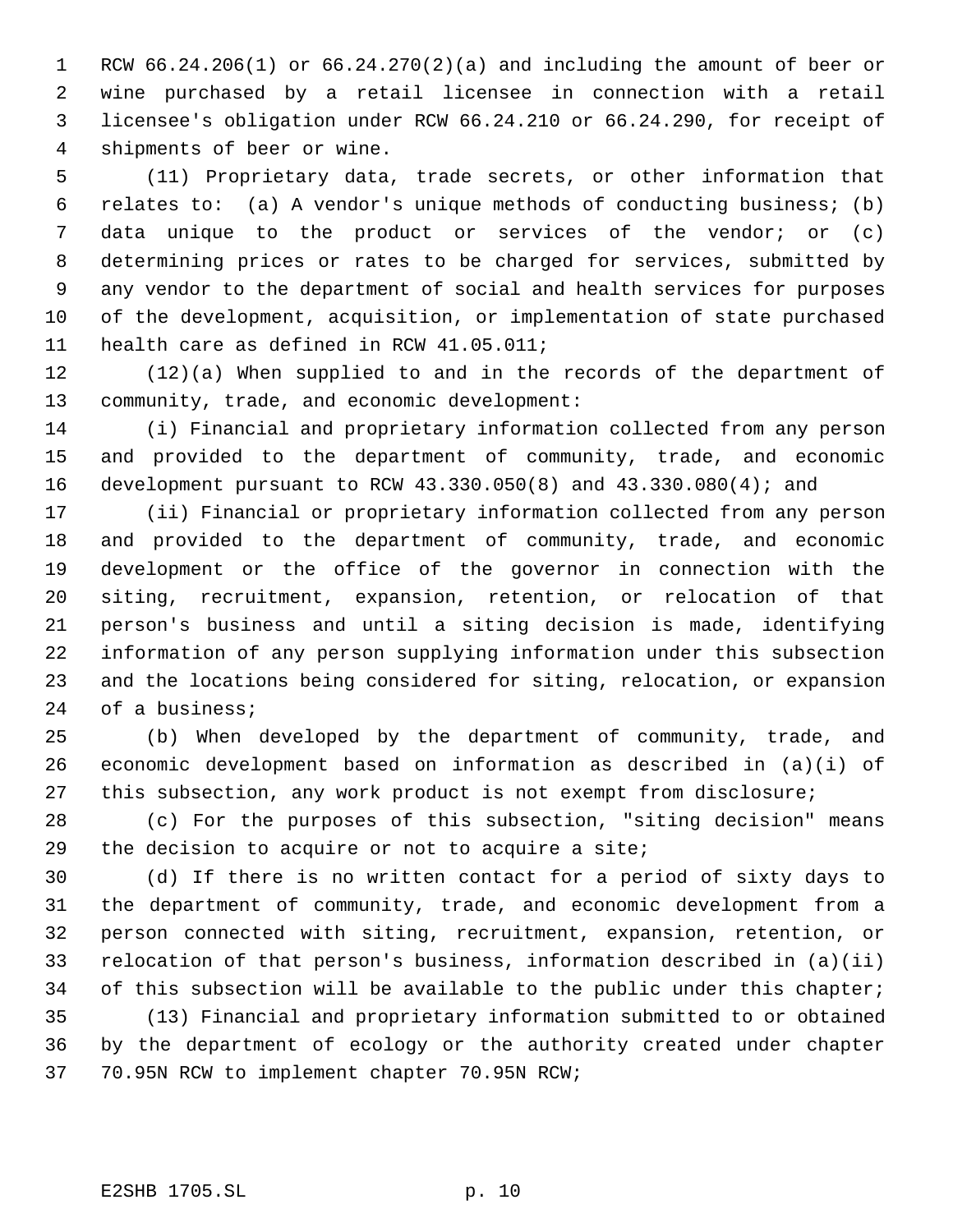RCW 66.24.206(1) or 66.24.270(2)(a) and including the amount of beer or wine purchased by a retail licensee in connection with a retail licensee's obligation under RCW 66.24.210 or 66.24.290, for receipt of shipments of beer or wine.

(11) Proprietary data, trade secrets, or other information that relates to: (a) A vendor's unique methods of conducting business; (b) data unique to the product or services of the vendor; or (c) determining prices or rates to be charged for services, submitted by any vendor to the department of social and health services for purposes of the development, acquisition, or implementation of state purchased health care as defined in RCW 41.05.011;

(12)(a) When supplied to and in the records of the department of community, trade, and economic development:

(i) Financial and proprietary information collected from any person and provided to the department of community, trade, and economic development pursuant to RCW 43.330.050(8) and 43.330.080(4); and

(ii) Financial or proprietary information collected from any person and provided to the department of community, trade, and economic development or the office of the governor in connection with the siting, recruitment, expansion, retention, or relocation of that person's business and until a siting decision is made, identifying information of any person supplying information under this subsection and the locations being considered for siting, relocation, or expansion of a business;

(b) When developed by the department of community, trade, and economic development based on information as described in (a)(i) of this subsection, any work product is not exempt from disclosure;

(c) For the purposes of this subsection, "siting decision" means the decision to acquire or not to acquire a site;

(d) If there is no written contact for a period of sixty days to the department of community, trade, and economic development from a person connected with siting, recruitment, expansion, retention, or relocation of that person's business, information described in (a)(ii) of this subsection will be available to the public under this chapter;

(13) Financial and proprietary information submitted to or obtained by the department of ecology or the authority created under chapter 70.95N RCW to implement chapter 70.95N RCW;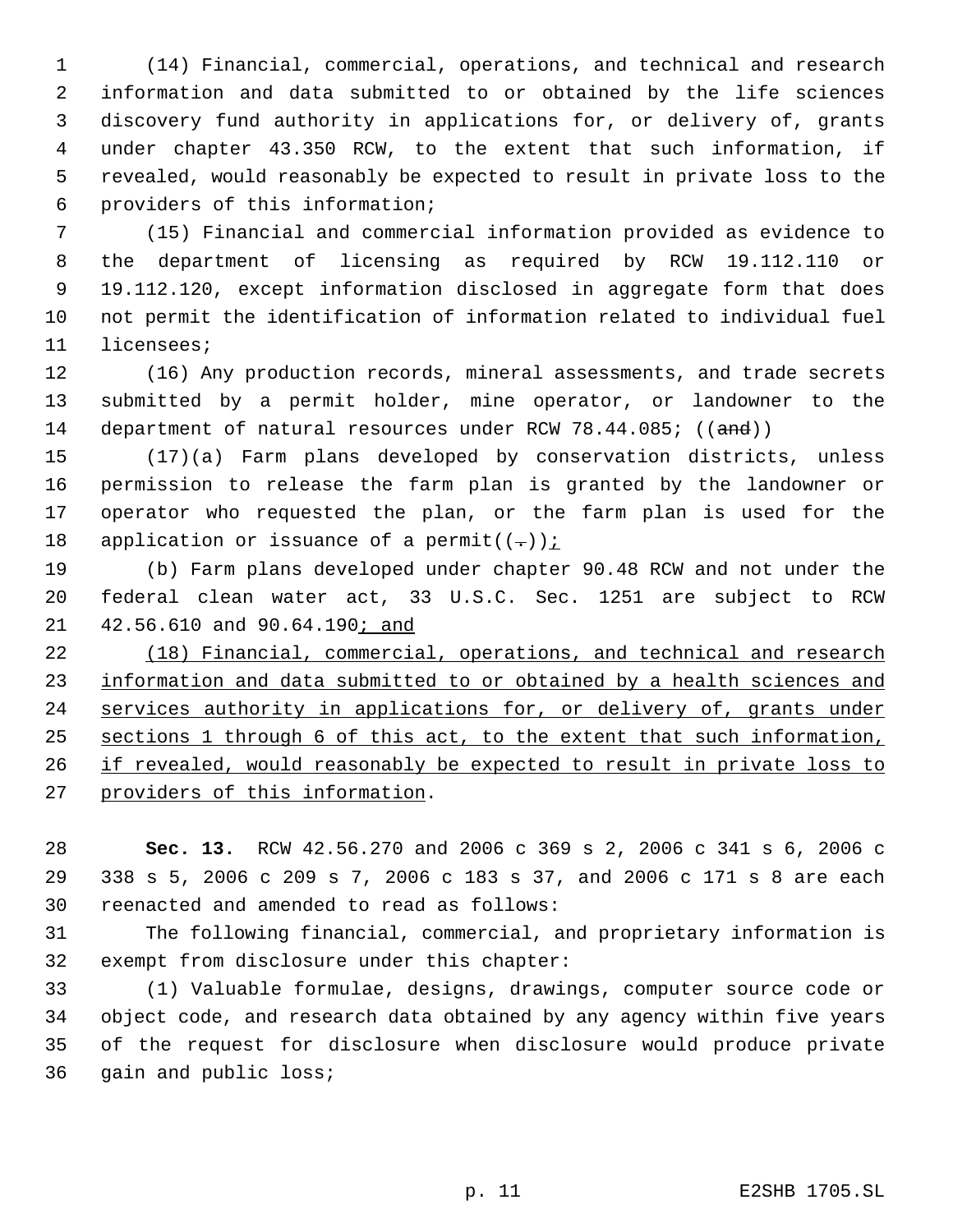(14) Financial, commercial, operations, and technical and research information and data submitted to or obtained by the life sciences discovery fund authority in applications for, or delivery of, grants under chapter 43.350 RCW, to the extent that such information, if revealed, would reasonably be expected to result in private loss to the providers of this information;

(15) Financial and commercial information provided as evidence to the department of licensing as required by RCW 19.112.110 or 19.112.120, except information disclosed in aggregate form that does not permit the identification of information related to individual fuel licensees;

(16) Any production records, mineral assessments, and trade secrets submitted by a permit holder, mine operator, or landowner to the department of natural resources under RCW 78.44.085; ((and))

(17)(a) Farm plans developed by conservation districts, unless permission to release the farm plan is granted by the landowner or operator who requested the plan, or the farm plan is used for the application or issuance of a permit((.));

(b) Farm plans developed under chapter 90.48 RCW and not under the federal clean water act, 33 U.S.C. Sec. 1251 are subject to RCW 42.56.610 and 90.64.190; and

(18) Financial, commercial, operations, and technical and research information and data submitted to or obtained by a health sciences and services authority in applications for, or delivery of, grants under sections 1 through 6 of this act, to the extent that such information, if revealed, would reasonably be expected to result in private loss to providers of this information.

**Sec. 13.** RCW 42.56.270 and 2006 c 369 s 2, 2006 c 341 s 6, 2006 c 338 s 5, 2006 c 209 s 7, 2006 c 183 s 37, and 2006 c 171 s 8 are each reenacted and amended to read as follows:

The following financial, commercial, and proprietary information is exempt from disclosure under this chapter:

(1) Valuable formulae, designs, drawings, computer source code or object code, and research data obtained by any agency within five years of the request for disclosure when disclosure would produce private gain and public loss;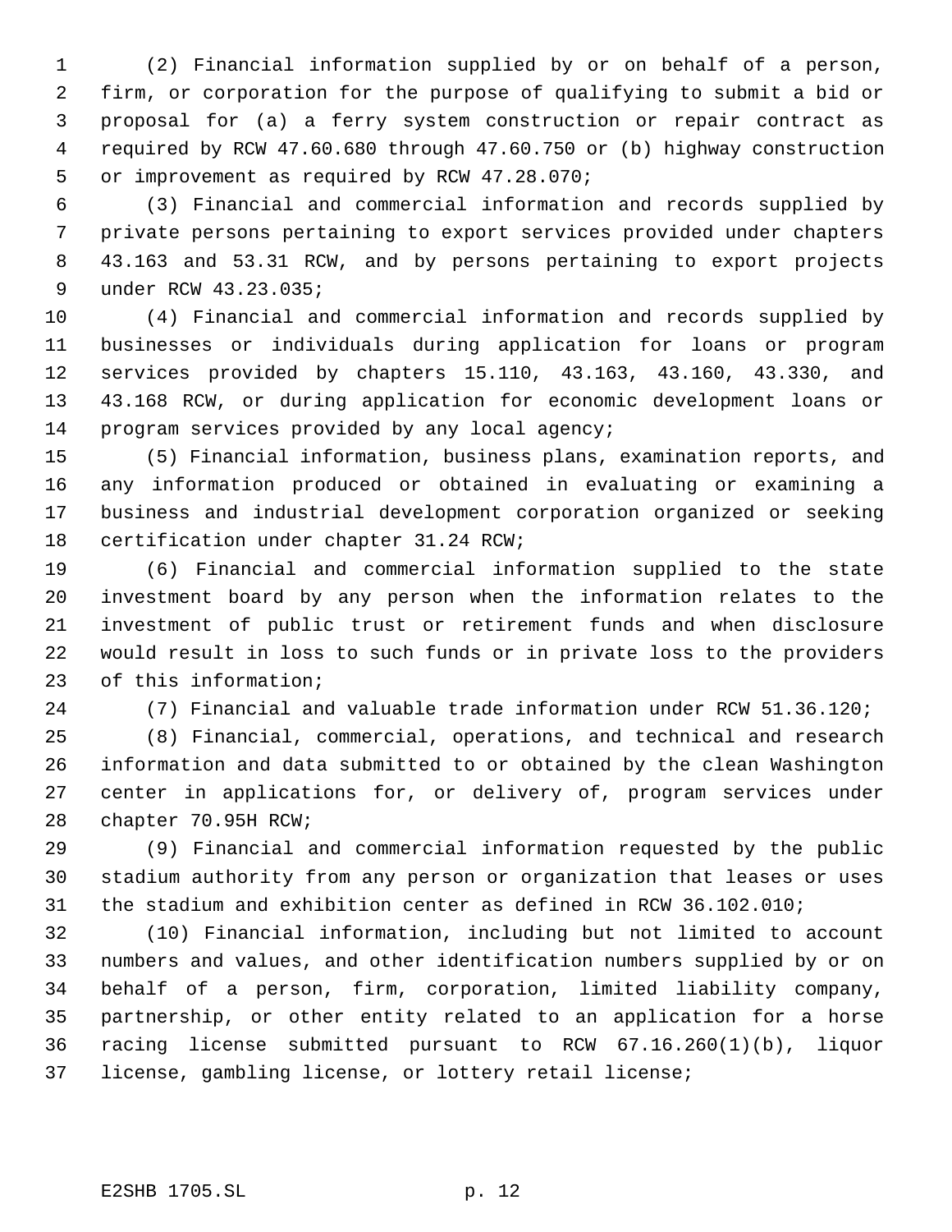(2) Financial information supplied by or on behalf of a person, firm, or corporation for the purpose of qualifying to submit a bid or proposal for (a) a ferry system construction or repair contract as required by RCW 47.60.680 through 47.60.750 or (b) highway construction or improvement as required by RCW 47.28.070;

(3) Financial and commercial information and records supplied by private persons pertaining to export services provided under chapters 43.163 and 53.31 RCW, and by persons pertaining to export projects under RCW 43.23.035;

(4) Financial and commercial information and records supplied by businesses or individuals during application for loans or program services provided by chapters 15.110, 43.163, 43.160, 43.330, and 43.168 RCW, or during application for economic development loans or program services provided by any local agency;

(5) Financial information, business plans, examination reports, and any information produced or obtained in evaluating or examining a business and industrial development corporation organized or seeking certification under chapter 31.24 RCW;

(6) Financial and commercial information supplied to the state investment board by any person when the information relates to the investment of public trust or retirement funds and when disclosure would result in loss to such funds or in private loss to the providers of this information;

(7) Financial and valuable trade information under RCW 51.36.120;

(8) Financial, commercial, operations, and technical and research information and data submitted to or obtained by the clean Washington center in applications for, or delivery of, program services under chapter 70.95H RCW;

(9) Financial and commercial information requested by the public stadium authority from any person or organization that leases or uses the stadium and exhibition center as defined in RCW 36.102.010;

(10) Financial information, including but not limited to account numbers and values, and other identification numbers supplied by or on behalf of a person, firm, corporation, limited liability company, partnership, or other entity related to an application for a horse racing license submitted pursuant to RCW 67.16.260(1)(b), liquor license, gambling license, or lottery retail license;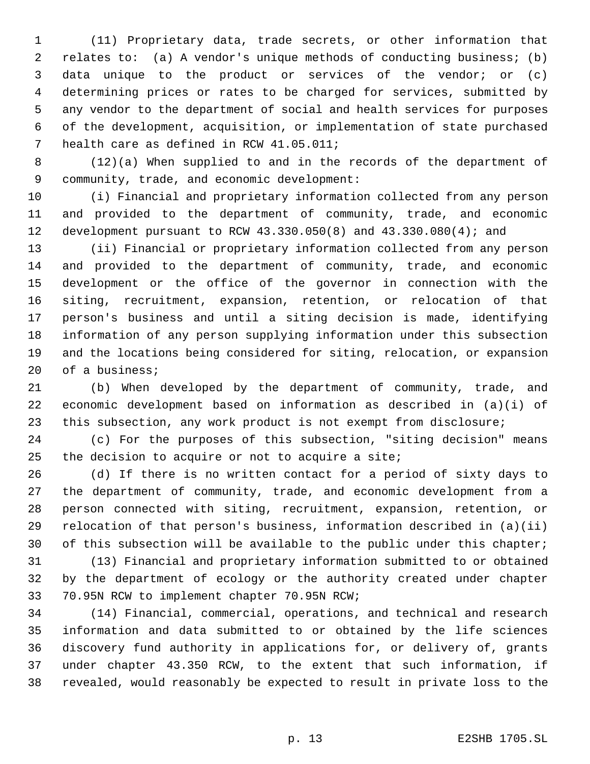(11) Proprietary data, trade secrets, or other information that relates to: (a) A vendor's unique methods of conducting business; (b) data unique to the product or services of the vendor; or (c) determining prices or rates to be charged for services, submitted by any vendor to the department of social and health services for purposes of the development, acquisition, or implementation of state purchased health care as defined in RCW 41.05.011;

(12)(a) When supplied to and in the records of the department of community, trade, and economic development:

(i) Financial and proprietary information collected from any person and provided to the department of community, trade, and economic development pursuant to RCW 43.330.050(8) and 43.330.080(4); and

(ii) Financial or proprietary information collected from any person and provided to the department of community, trade, and economic development or the office of the governor in connection with the siting, recruitment, expansion, retention, or relocation of that person's business and until a siting decision is made, identifying information of any person supplying information under this subsection and the locations being considered for siting, relocation, or expansion of a business;

(b) When developed by the department of community, trade, and economic development based on information as described in (a)(i) of this subsection, any work product is not exempt from disclosure;

(c) For the purposes of this subsection, "siting decision" means the decision to acquire or not to acquire a site;

(d) If there is no written contact for a period of sixty days to the department of community, trade, and economic development from a person connected with siting, recruitment, expansion, retention, or relocation of that person's business, information described in (a)(ii) of this subsection will be available to the public under this chapter;

(13) Financial and proprietary information submitted to or obtained by the department of ecology or the authority created under chapter 70.95N RCW to implement chapter 70.95N RCW;

(14) Financial, commercial, operations, and technical and research information and data submitted to or obtained by the life sciences discovery fund authority in applications for, or delivery of, grants under chapter 43.350 RCW, to the extent that such information, if revealed, would reasonably be expected to result in private loss to the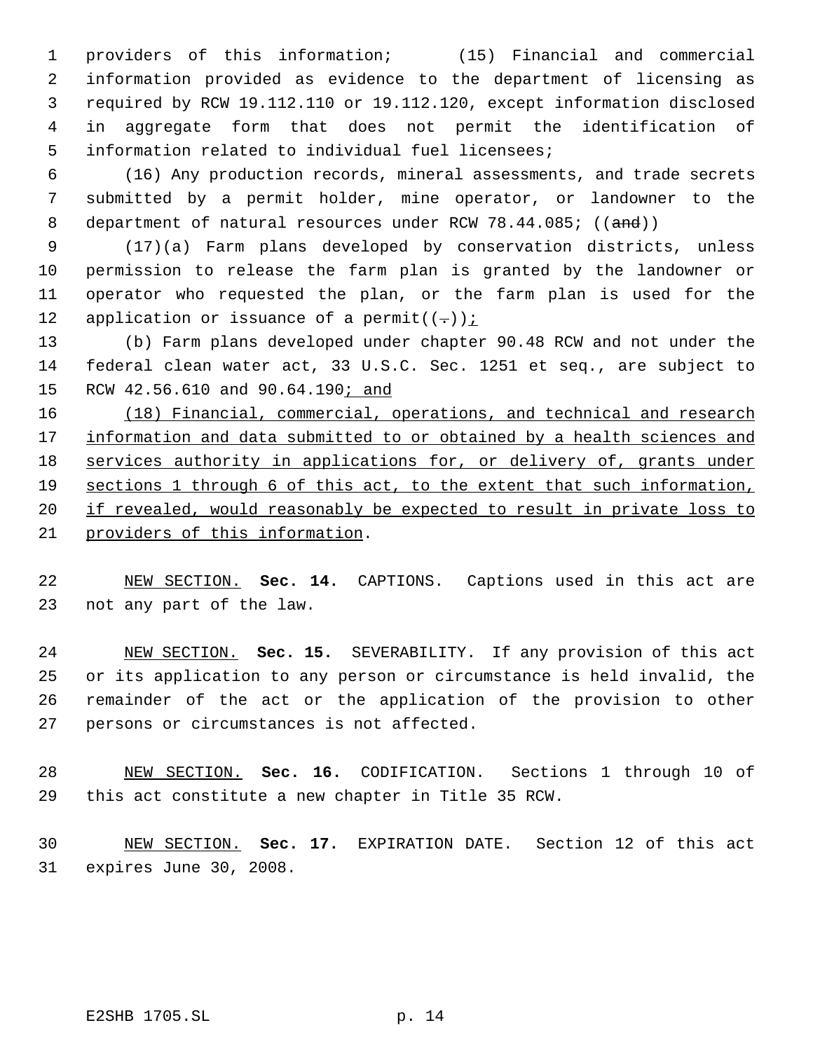providers of this information; (15) Financial and commercial information provided as evidence to the department of licensing as required by RCW 19.112.110 or 19.112.120, except information disclosed in aggregate form that does not permit the identification of information related to individual fuel licensees;

(16) Any production records, mineral assessments, and trade secrets submitted by a permit holder, mine operator, or landowner to the department of natural resources under RCW 78.44.085; ((~~and~~))

(17)(a) Farm plans developed by conservation districts, unless permission to release the farm plan is granted by the landowner or operator who requested the plan, or the farm plan is used for the application or issuance of a permit((~~.~~))<u>;</u>

(b) Farm plans developed under chapter 90.48 RCW and not under the federal clean water act, 33 U.S.C. Sec. 1251 et seq., are subject to RCW 42.56.610 and 90.64.190<u>; and</u>

<u>(18) Financial, commercial, operations, and technical and research information and data submitted to or obtained by a health sciences and services authority in applications for, or delivery of, grants under sections 1 through 6 of this act, to the extent that such information, if revealed, would reasonably be expected to result in private loss to providers of this information</u>.

<u>NEW SECTION.</u> **Sec. 14.** CAPTIONS. Captions used in this act are not any part of the law.

<u>NEW SECTION.</u> **Sec. 15.** SEVERABILITY. If any provision of this act or its application to any person or circumstance is held invalid, the remainder of the act or the application of the provision to other persons or circumstances is not affected.

<u>NEW SECTION.</u> **Sec. 16.** CODIFICATION. Sections 1 through 10 of this act constitute a new chapter in Title 35 RCW.

<u>NEW SECTION.</u> **Sec. 17.** EXPIRATION DATE. Section 12 of this act expires June 30, 2008.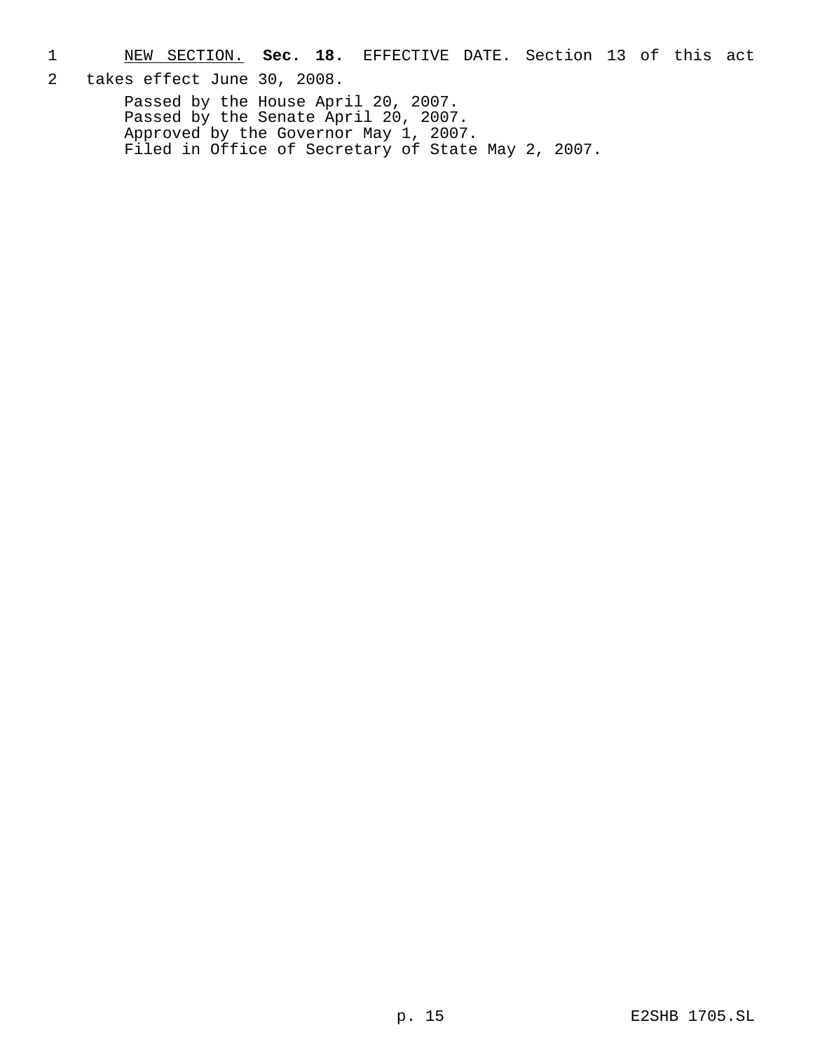NEW SECTION. **Sec. 18.** EFFECTIVE DATE. Section 13 of this act takes effect June 30, 2008.

Passed by the House April 20, 2007.
Passed by the Senate April 20, 2007.
Approved by the Governor May 1, 2007.
Filed in Office of Secretary of State May 2, 2007.